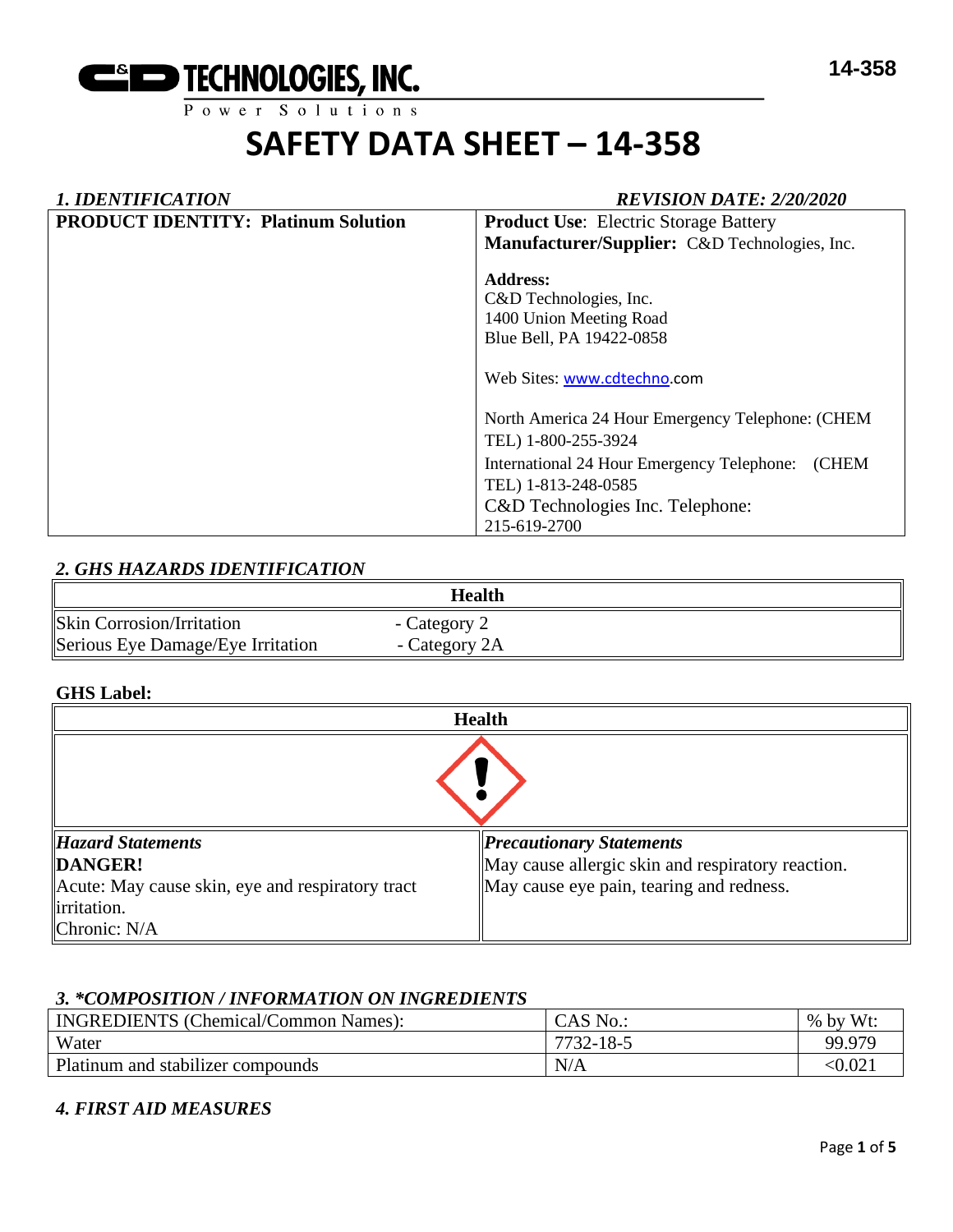C&D TECHNOLOGIES, INC.
Power Solutions

# SAFETY DATA SHEET – 14-358

## *1. IDENTIFICATION*

*REVISION DATE: 2/20/2020*

| **PRODUCT IDENTITY: Platinum Solution** | **Product Use**: Electric Storage Battery<br>**Manufacturer/Supplier:** C&D Technologies, Inc.<br><br>**Address:**<br>C&D Technologies, Inc.<br>1400 Union Meeting Road<br>Blue Bell, PA 19422-0858<br><br>Web Sites: www.cdtechno.com<br><br>North America 24 Hour Emergency Telephone: (CHEM TEL) 1-800-255-3924<br>International 24 Hour Emergency Telephone: (CHEM TEL) 1-813-248-0585<br>C&D Technologies Inc. Telephone: 215-619-2700 |
|---|---|

## *2. GHS HAZARDS IDENTIFICATION*

| Health | |
|---|---|
| Skin Corrosion/Irritation | - Category 2 |
| Serious Eye Damage/Eye Irritation | - Category 2A |

**GHS Label:**

| Health | |
|---|---|
| ***Hazard Statements***<br>**DANGER!**<br>Acute: May cause skin, eye and respiratory tract irritation.<br>Chronic: N/A | ***Precautionary Statements***<br>May cause allergic skin and respiratory reaction.<br>May cause eye pain, tearing and redness. |

## *3. \*COMPOSITION / INFORMATION ON INGREDIENTS*

| INGREDIENTS (Chemical/Common Names): | CAS No.: | % by Wt: |
|---|---|---|
| Water | 7732-18-5 | 99.979 |
| Platinum and stabilizer compounds | N/A | <0.021 |

## *4. FIRST AID MEASURES*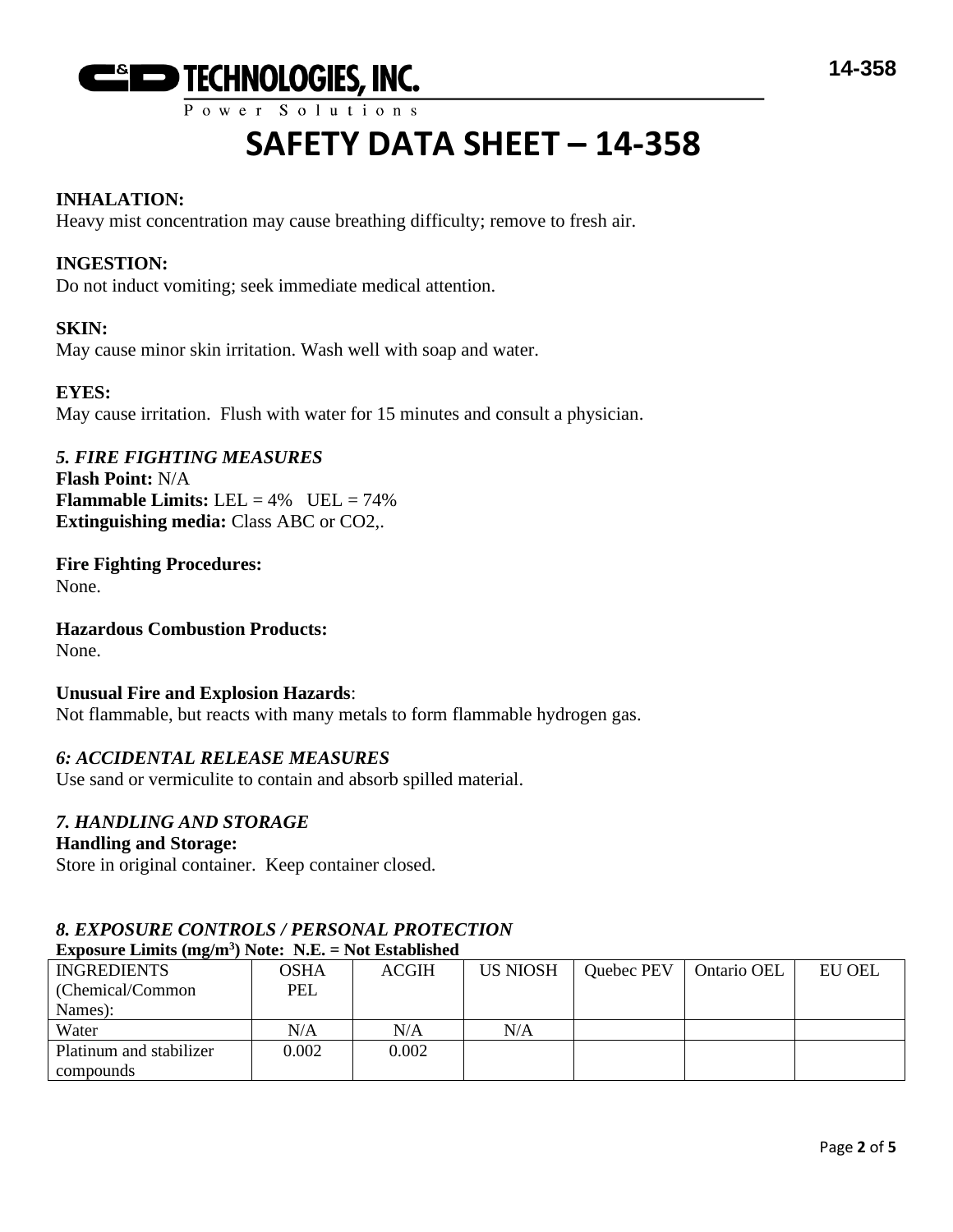# SAFETY DATA SHEET – 14-358

**INHALATION:**
Heavy mist concentration may cause breathing difficulty; remove to fresh air.

**INGESTION:**
Do not induct vomiting; seek immediate medical attention.

**SKIN:**
May cause minor skin irritation. Wash well with soap and water.

**EYES:**
May cause irritation. Flush with water for 15 minutes and consult a physician.

## *5. FIRE FIGHTING MEASURES*

**Flash Point:** N/A
**Flammable Limits:** LEL = 4% UEL = 74%
**Extinguishing media:** Class ABC or $CO_2$,.

**Fire Fighting Procedures:**
None.

**Hazardous Combustion Products:**
None.

**Unusual Fire and Explosion Hazards**:
Not flammable, but reacts with many metals to form flammable hydrogen gas.

## *6: ACCIDENTAL RELEASE MEASURES*

Use sand or vermiculite to contain and absorb spilled material.

## *7. HANDLING AND STORAGE*

**Handling and Storage:**
Store in original container. Keep container closed.

## *8. EXPOSURE CONTROLS / PERSONAL PROTECTION*

**Exposure Limits (mg/m$^3$) Note: N.E. = Not Established**

| INGREDIENTS (Chemical/Common Names): | OSHA PEL | ACGIH | US NIOSH | Quebec PEV | Ontario OEL | EU OEL |
|---|---|---|---|---|---|---|
| Water | N/A | N/A | N/A | | | |
| Platinum and stabilizer compounds | 0.002 | 0.002 | | | | |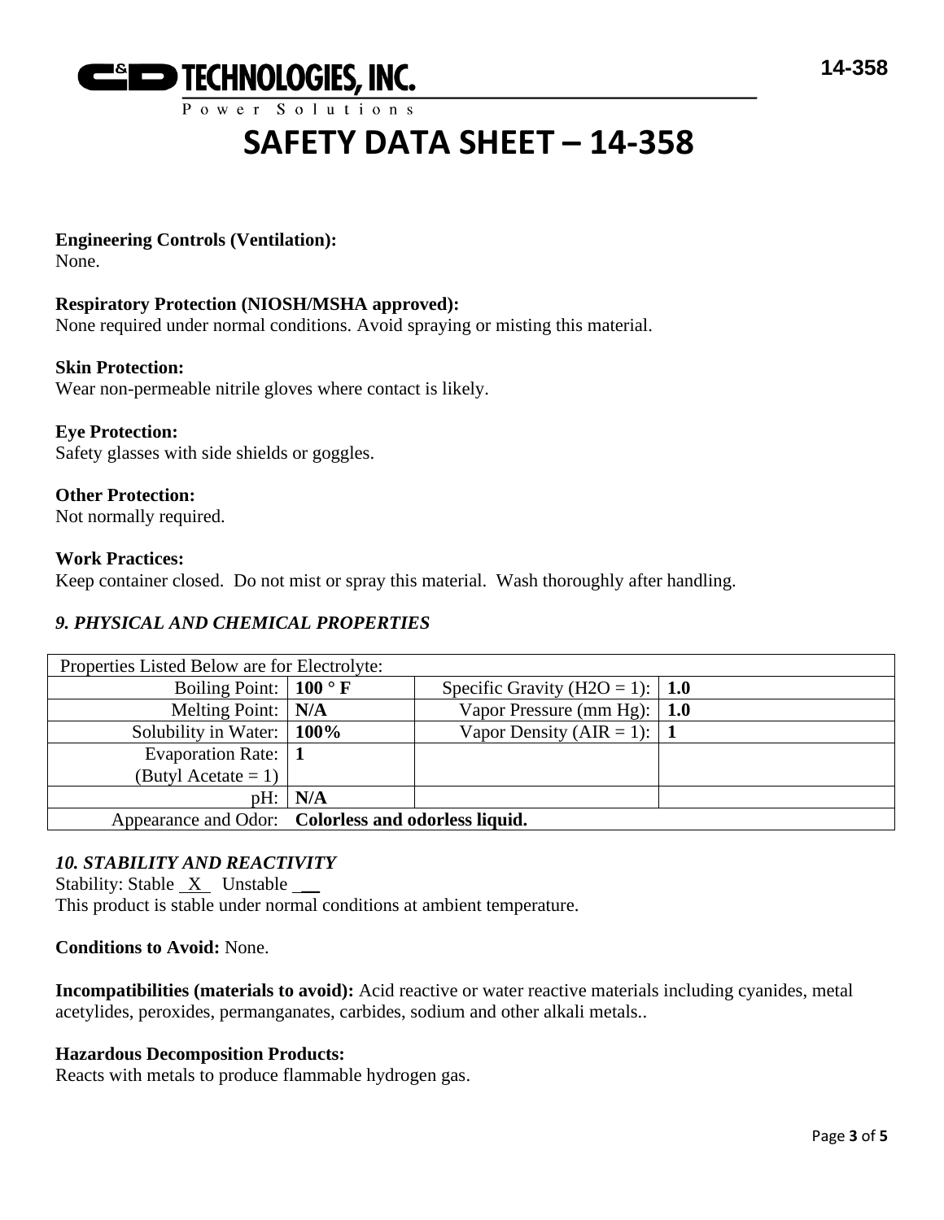**Engineering Controls (Ventilation):**
None.

**Respiratory Protection (NIOSH/MSHA approved):**
None required under normal conditions. Avoid spraying or misting this material.

**Skin Protection:**
Wear non-permeable nitrile gloves where contact is likely.

**Eye Protection:**
Safety glasses with side shields or goggles.

**Other Protection:**
Not normally required.

**Work Practices:**
Keep container closed. Do not mist or spray this material. Wash thoroughly after handling.

### *9. PHYSICAL AND CHEMICAL PROPERTIES*

| Properties Listed Below are for Electrolyte: | | | |
|---|---|---|---|
| Boiling Point: | **100 ° F** | Specific Gravity (H2O = 1): | **1.0** |
| Melting Point: | **N/A** | Vapor Pressure (mm Hg): | **1.0** |
| Solubility in Water: | **100%** | Vapor Density (AIR = 1): | **1** |
| Evaporation Rate: (Butyl Acetate = 1) | **1** | | |
| pH: | **N/A** | | |
| Appearance and Odor: | **Colorless and odorless liquid.** | | |

### *10. STABILITY AND REACTIVITY*

Stability: Stable X Unstable \_\_
This product is stable under normal conditions at ambient temperature.

**Conditions to Avoid:** None.

**Incompatibilities (materials to avoid):** Acid reactive or water reactive materials including cyanides, metal acetylides, peroxides, permanganates, carbides, sodium and other alkali metals..

**Hazardous Decomposition Products:**
Reacts with metals to produce flammable hydrogen gas.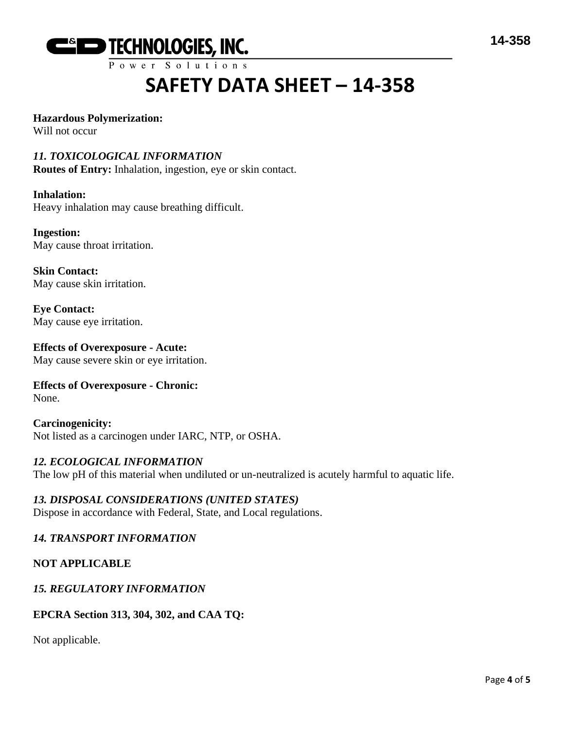**Hazardous Polymerization:**
Will not occur

## *11. TOXICOLOGICAL INFORMATION*

**Routes of Entry:** Inhalation, ingestion, eye or skin contact.

**Inhalation:**
Heavy inhalation may cause breathing difficult.

**Ingestion:**
May cause throat irritation.

**Skin Contact:**
May cause skin irritation.

**Eye Contact:**
May cause eye irritation.

**Effects of Overexposure - Acute:**
May cause severe skin or eye irritation.

**Effects of Overexposure - Chronic:**
None.

**Carcinogenicity:**
Not listed as a carcinogen under IARC, NTP, or OSHA.

## *12. ECOLOGICAL INFORMATION*

The low pH of this material when undiluted or un-neutralized is acutely harmful to aquatic life.

## *13. DISPOSAL CONSIDERATIONS (UNITED STATES)*

Dispose in accordance with Federal, State, and Local regulations.

## *14. TRANSPORT INFORMATION*

**NOT APPLICABLE**

## *15. REGULATORY INFORMATION*

**EPCRA Section 313, 304, 302, and CAA TQ:**

Not applicable.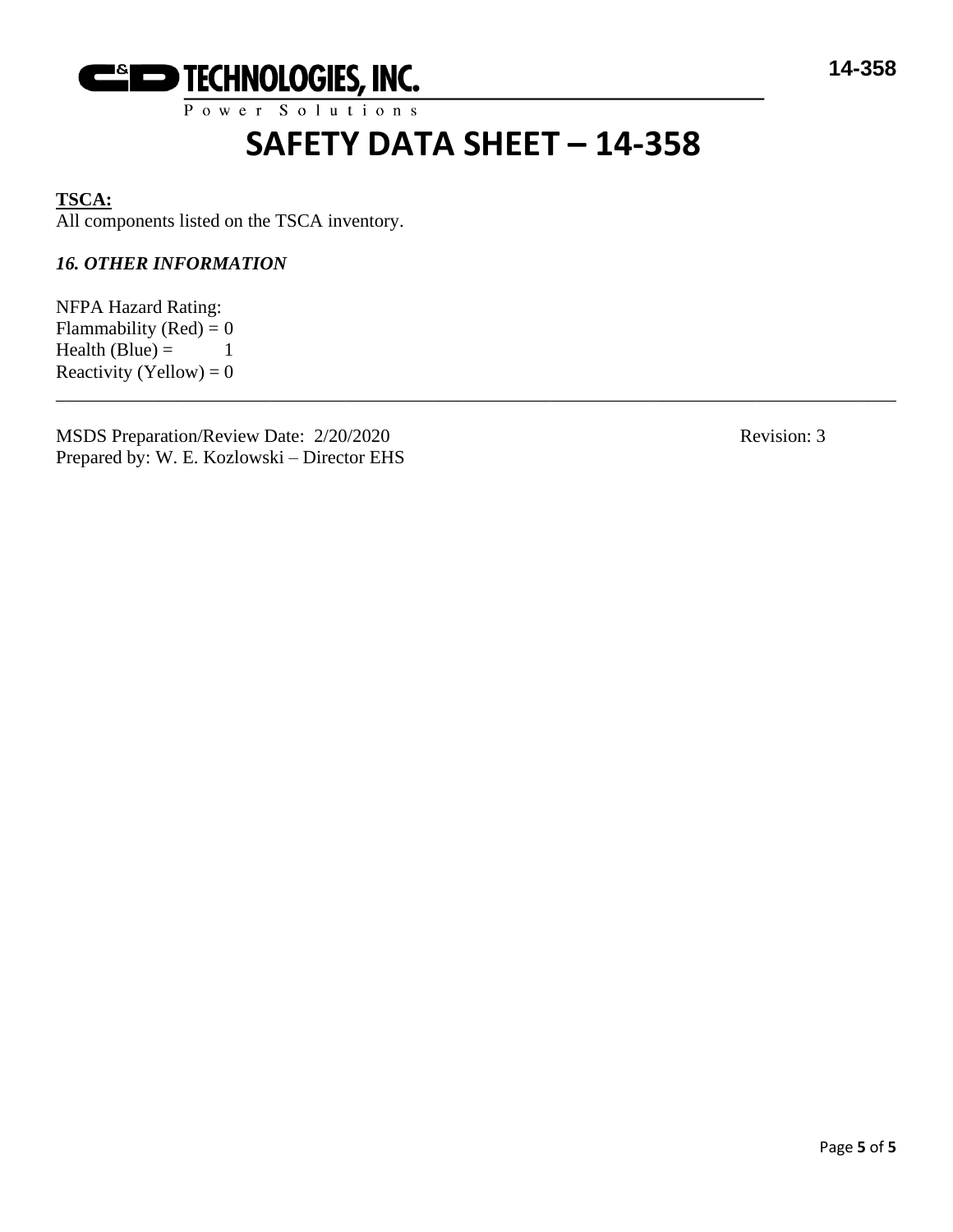**TSCA:**
All components listed on the TSCA inventory.

### *16. OTHER INFORMATION*

NFPA Hazard Rating:
Flammability (Red) = 0
Health (Blue) = 1
Reactivity (Yellow) = 0

---

MSDS Preparation/Review Date: 2/20/2020 Revision: 3
Prepared by: W. E. Kozlowski – Director EHS